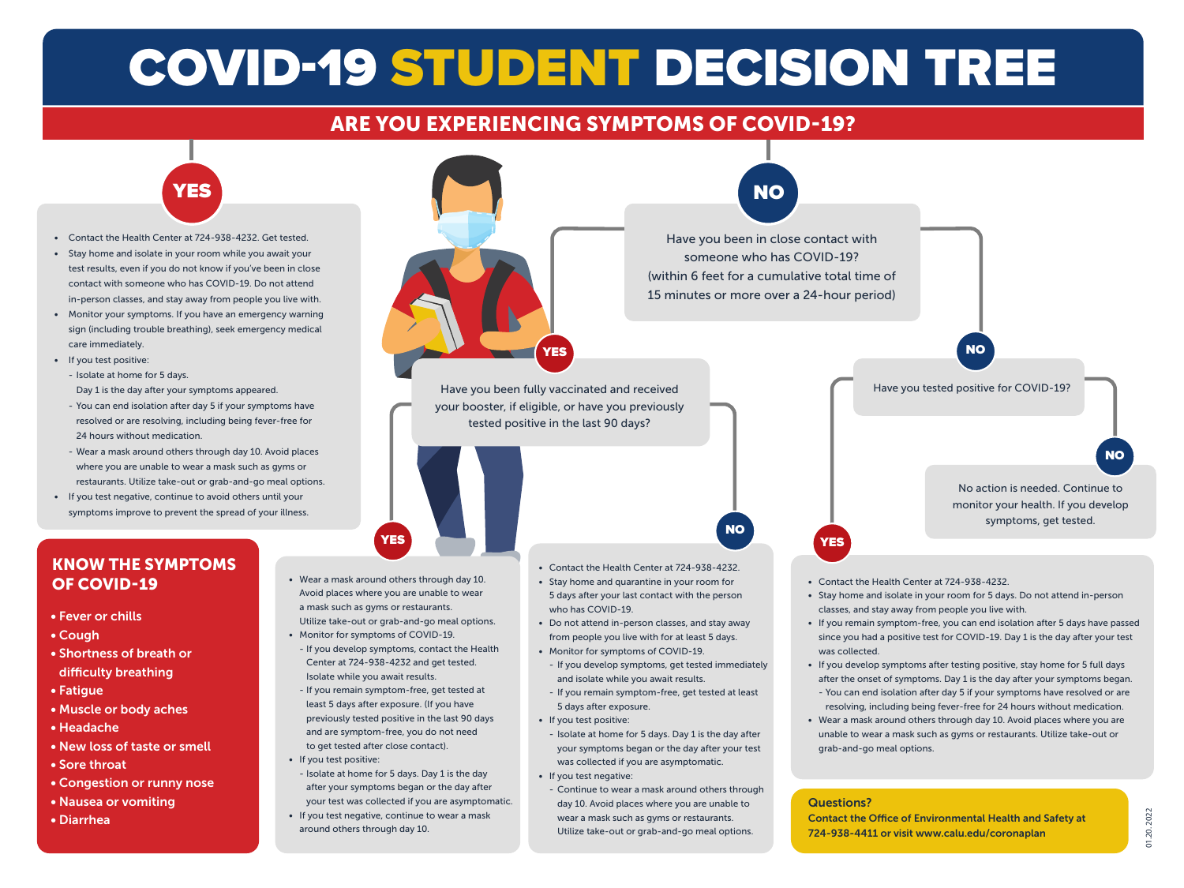# COVID-19 STUDENT DECISION TREE

## ARE YOU EXPERIENCING SYMPTOMS OF COVID-19?

### YES

- Contact the Health Center at 724-938-4232. Get tested.
- Stay home and isolate in your room while you await your test results, even if you do not know if you've been in close contact with someone who has COVID-19. Do not attend in-person classes, and stay away from people you live with.
- Monitor your symptoms. If you have an emergency warning sign (including trouble breathing), seek emergency medical care immediately.
- If you test positive:
  - Isolate at home for 5 days. Day 1 is the day after your symptoms appeared.
  - You can end isolation after day 5 if your symptoms have resolved or are resolving, including being fever-free for 24 hours without medication.
  - Wear a mask around others through day 10. Avoid places where you are unable to wear a mask such as gyms or restaurants. Utilize take-out or grab-and-go meal options.
- If you test negative, continue to avoid others until your symptoms improve to prevent the spread of your illness.

## KNOW THE SYMPTOMS OF COVID-19

- Fever or chills
- Cough
- Shortness of breath or difficulty breathing
- Fatigue
- Muscle or body aches
- Headache
- New loss of taste or smell
- Sore throat
- Congestion or runny nose
- Nausea or vomiting
- Diarrhea

### NO

Have you been in close contact with someone who has COVID-19? (within 6 feet for a cumulative total time of 15 minutes or more over a 24-hour period)

#### YES

Have you been fully vaccinated and received your booster, if eligible, or have you previously tested positive in the last 90 days?

##### YES

- Wear a mask around others through day 10. Avoid places where you are unable to wear a mask such as gyms or restaurants. Utilize take-out or grab-and-go meal options.
- Monitor for symptoms of COVID-19.
  - If you develop symptoms, contact the Health Center at 724-938-4232 and get tested. Isolate while you await results.
  - If you remain symptom-free, get tested at least 5 days after exposure. (If you have previously tested positive in the last 90 days and are symptom-free, you do not need to get tested after close contact).
- If you test positive:
  - Isolate at home for 5 days. Day 1 is the day after your symptoms began or the day after your test was collected if you are asymptomatic.
- If you test negative, continue to wear a mask around others through day 10.

##### NO

- Contact the Health Center at 724-938-4232.
- Stay home and quarantine in your room for 5 days after your last contact with the person who has COVID-19.
- Do not attend in-person classes, and stay away from people you live with for at least 5 days.
- Monitor for symptoms of COVID-19.
  - If you develop symptoms, get tested immediately and isolate while you await results.
  - If you remain symptom-free, get tested at least 5 days after exposure.
- If you test positive:
  - Isolate at home for 5 days. Day 1 is the day after your symptoms began or the day after your test was collected if you are asymptomatic.
- If you test negative:
  - Continue to wear a mask around others through day 10. Avoid places where you are unable to wear a mask such as gyms or restaurants. Utilize take-out or grab-and-go meal options.

#### NO

Have you tested positive for COVID-19?

##### YES

- Contact the Health Center at 724-938-4232.
- Stay home and isolate in your room for 5 days. Do not attend in-person classes, and stay away from people you live with.
- If you remain symptom-free, you can end isolation after 5 days have passed since you had a positive test for COVID-19. Day 1 is the day after your test was collected.
- If you develop symptoms after testing positive, stay home for 5 full days after the onset of symptoms. Day 1 is the day after your symptoms began.
  - You can end isolation after day 5 if your symptoms have resolved or are resolving, including being fever-free for 24 hours without medication.
- Wear a mask around others through day 10. Avoid places where you are unable to wear a mask such as gyms or restaurants. Utilize take-out or grab-and-go meal options.

##### NO

No action is needed. Continue to monitor your health. If you develop symptoms, get tested.

**Questions?**
**Contact the Office of Environmental Health and Safety at 724-938-4411 or visit www.calu.edu/coronaplan**

01.20.2022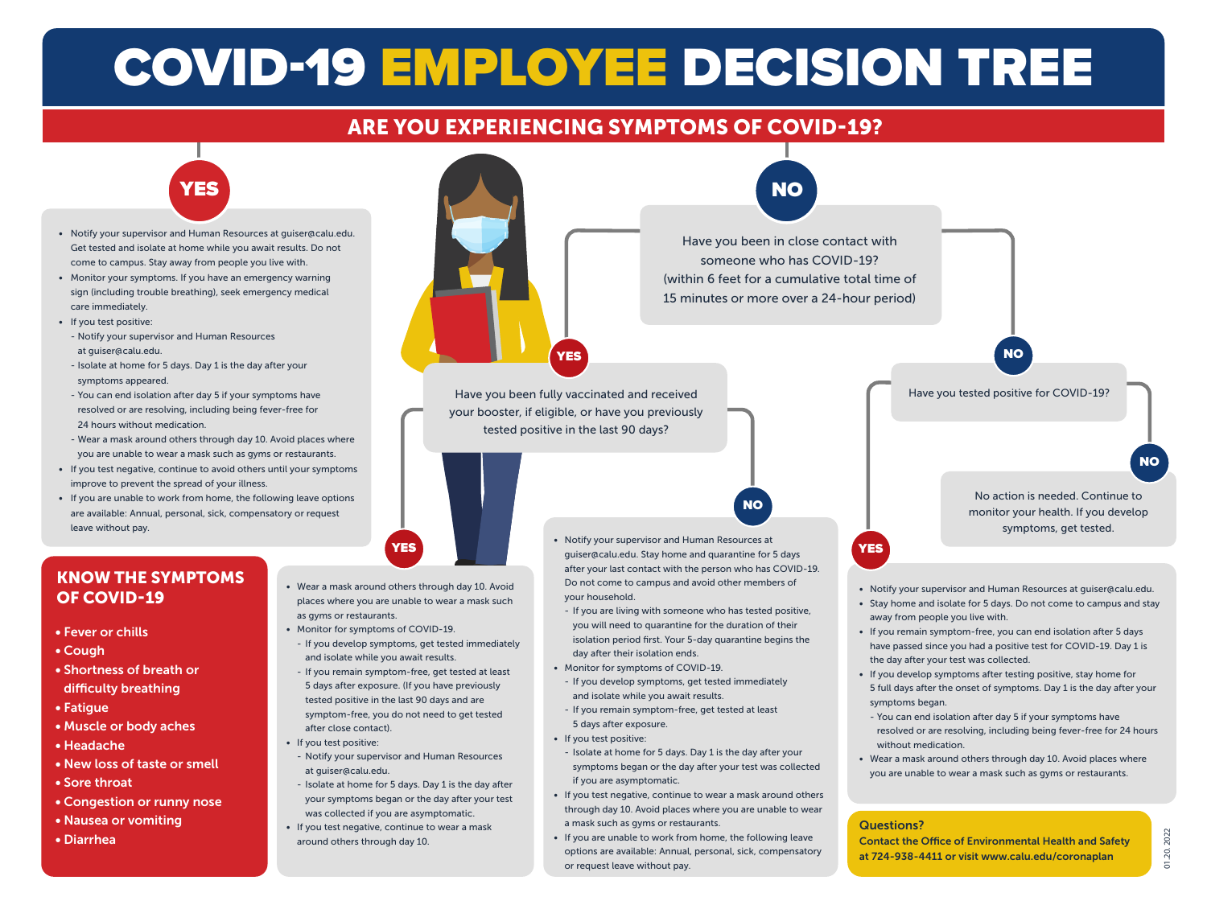# COVID-19 EMPLOYEE DECISION TREE

## ARE YOU EXPERIENCING SYMPTOMS OF COVID-19?

### YES

- Notify your supervisor and Human Resources at guiser@calu.edu. Get tested and isolate at home while you await results. Do not come to campus. Stay away from people you live with.
- Monitor your symptoms. If you have an emergency warning sign (including trouble breathing), seek emergency medical care immediately.
- If you test positive:
  - Notify your supervisor and Human Resources at guiser@calu.edu.
  - Isolate at home for 5 days. Day 1 is the day after your symptoms appeared.
  - You can end isolation after day 5 if your symptoms have resolved or are resolving, including being fever-free for 24 hours without medication.
  - Wear a mask around others through day 10. Avoid places where you are unable to wear a mask such as gyms or restaurants.
- If you test negative, continue to avoid others until your symptoms improve to prevent the spread of your illness.
- If you are unable to work from home, the following leave options are available: Annual, personal, sick, compensatory or request leave without pay.

## KNOW THE SYMPTOMS OF COVID-19

- Fever or chills
- Cough
- Shortness of breath or difficulty breathing
- Fatigue
- Muscle or body aches
- Headache
- New loss of taste or smell
- Sore throat
- Congestion or runny nose
- Nausea or vomiting
- Diarrhea

### NO

Have you been in close contact with someone who has COVID-19? (within 6 feet for a cumulative total time of 15 minutes or more over a 24-hour period)

#### YES

Have you been fully vaccinated and received your booster, if eligible, or have you previously tested positive in the last 90 days?

##### YES

- Wear a mask around others through day 10. Avoid places where you are unable to wear a mask such as gyms or restaurants.
- Monitor for symptoms of COVID-19.
  - If you develop symptoms, get tested immediately and isolate while you await results.
  - If you remain symptom-free, get tested at least 5 days after exposure. (If you have previously tested positive in the last 90 days and are symptom-free, you do not need to get tested after close contact).
- If you test positive:
  - Notify your supervisor and Human Resources at guiser@calu.edu.
  - Isolate at home for 5 days. Day 1 is the day after your symptoms began or the day after your test was collected if you are asymptomatic.
- If you test negative, continue to wear a mask around others through day 10.

##### NO

- Notify your supervisor and Human Resources at guiser@calu.edu. Stay home and quarantine for 5 days after your last contact with the person who has COVID-19. Do not come to campus and avoid other members of your household.
  - If you are living with someone who has tested positive, you will need to quarantine for the duration of their isolation period first. Your 5-day quarantine begins the day after their isolation ends.
- Monitor for symptoms of COVID-19.
  - If you develop symptoms, get tested immediately and isolate while you await results.
  - If you remain symptom-free, get tested at least 5 days after exposure.
- If you test positive:
  - Isolate at home for 5 days. Day 1 is the day after your symptoms began or the day after your test was collected if you are asymptomatic.
- If you test negative, continue to wear a mask around others through day 10. Avoid places where you are unable to wear a mask such as gyms or restaurants.
- If you are unable to work from home, the following leave options are available: Annual, personal, sick, compensatory or request leave without pay.

#### NO

Have you tested positive for COVID-19?

##### YES

- Notify your supervisor and Human Resources at guiser@calu.edu.
- Stay home and isolate for 5 days. Do not come to campus and stay away from people you live with.
- If you remain symptom-free, you can end isolation after 5 days have passed since you had a positive test for COVID-19. Day 1 is the day after your test was collected.
- If you develop symptoms after testing positive, stay home for 5 full days after the onset of symptoms. Day 1 is the day after your symptoms began.
  - You can end isolation after day 5 if your symptoms have resolved or are resolving, including being fever-free for 24 hours without medication.
- Wear a mask around others through day 10. Avoid places where you are unable to wear a mask such as gyms or restaurants.

##### NO

No action is needed. Continue to monitor your health. If you develop symptoms, get tested.

**Questions?**
**Contact the Office of Environmental Health and Safety at 724-938-4411 or visit www.calu.edu/coronaplan**

01.20.2022